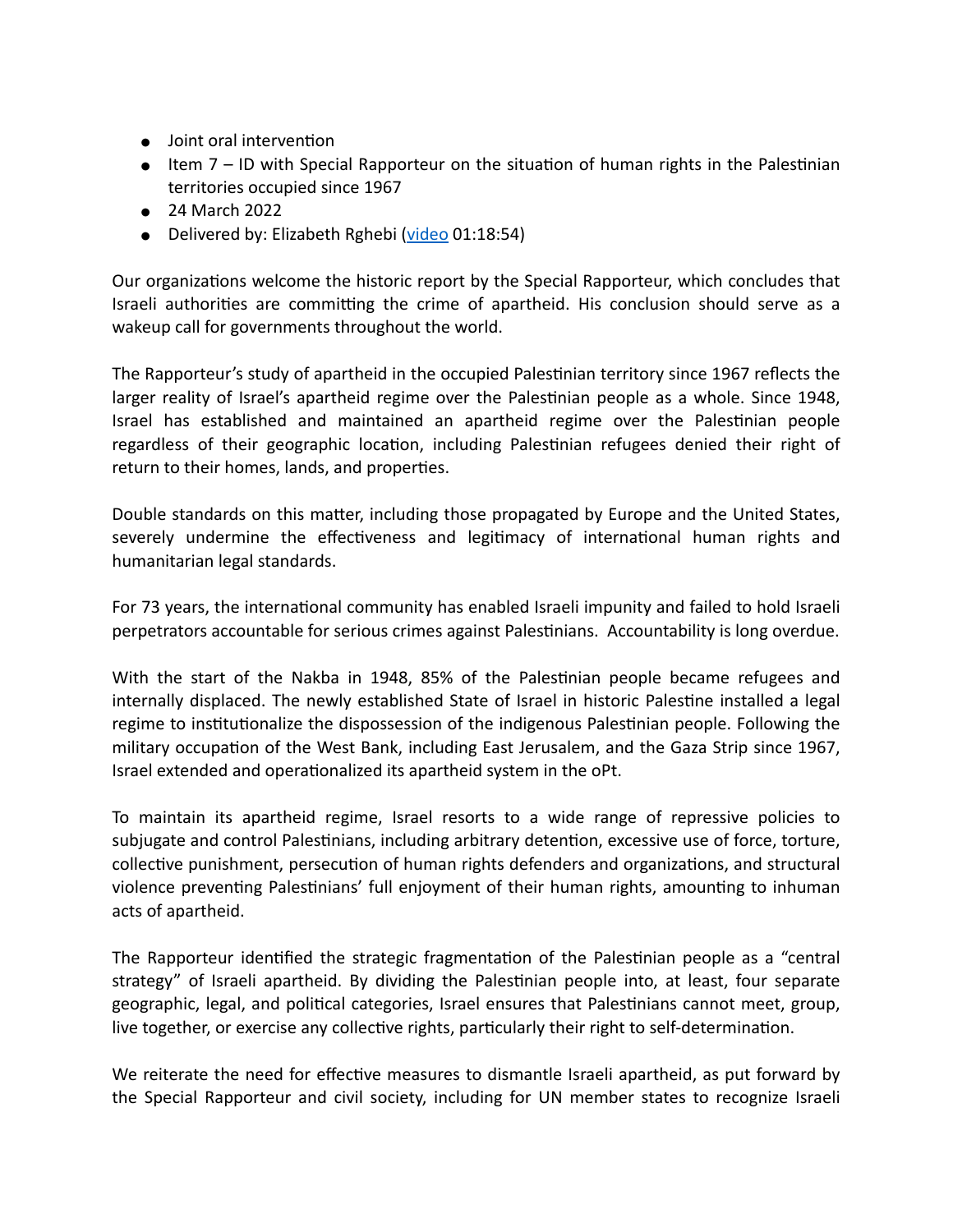- Joint oral intervention
- Item 7 – ID with Special Rapporteur on the situation of human rights in the Palestinian territories occupied since 1967
- 24 March 2022
- Delivered by: Elizabeth Rghebi (video 01:18:54)

Our organizations welcome the historic report by the Special Rapporteur, which concludes that Israeli authorities are committing the crime of apartheid. His conclusion should serve as a wakeup call for governments throughout the world.

The Rapporteur's study of apartheid in the occupied Palestinian territory since 1967 reflects the larger reality of Israel's apartheid regime over the Palestinian people as a whole. Since 1948, Israel has established and maintained an apartheid regime over the Palestinian people regardless of their geographic location, including Palestinian refugees denied their right of return to their homes, lands, and properties.

Double standards on this matter, including those propagated by Europe and the United States, severely undermine the effectiveness and legitimacy of international human rights and humanitarian legal standards.

For 73 years, the international community has enabled Israeli impunity and failed to hold Israeli perpetrators accountable for serious crimes against Palestinians. Accountability is long overdue.

With the start of the Nakba in 1948, 85% of the Palestinian people became refugees and internally displaced. The newly established State of Israel in historic Palestine installed a legal regime to institutionalize the dispossession of the indigenous Palestinian people. Following the military occupation of the West Bank, including East Jerusalem, and the Gaza Strip since 1967, Israel extended and operationalized its apartheid system in the oPt.

To maintain its apartheid regime, Israel resorts to a wide range of repressive policies to subjugate and control Palestinians, including arbitrary detention, excessive use of force, torture, collective punishment, persecution of human rights defenders and organizations, and structural violence preventing Palestinians' full enjoyment of their human rights, amounting to inhuman acts of apartheid.

The Rapporteur identified the strategic fragmentation of the Palestinian people as a "central strategy" of Israeli apartheid. By dividing the Palestinian people into, at least, four separate geographic, legal, and political categories, Israel ensures that Palestinians cannot meet, group, live together, or exercise any collective rights, particularly their right to self-determination.

We reiterate the need for effective measures to dismantle Israeli apartheid, as put forward by the Special Rapporteur and civil society, including for UN member states to recognize Israeli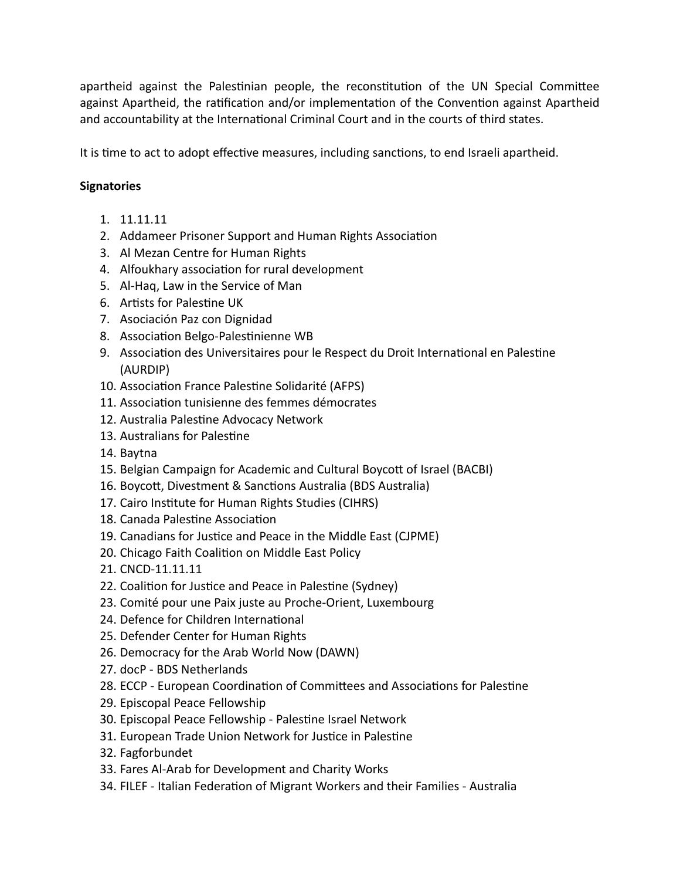apartheid against the Palestinian people, the reconstitution of the UN Special Committee against Apartheid, the ratification and/or implementation of the Convention against Apartheid and accountability at the International Criminal Court and in the courts of third states.

It is time to act to adopt effective measures, including sanctions, to end Israeli apartheid.

**Signatories**

1. 11.11.11
2. Addameer Prisoner Support and Human Rights Association
3. Al Mezan Centre for Human Rights
4. Alfoukhary association for rural development
5. Al-Haq, Law in the Service of Man
6. Artists for Palestine UK
7. Asociación Paz con Dignidad
8. Association Belgo-Palestinienne WB
9. Association des Universitaires pour le Respect du Droit International en Palestine (AURDIP)
10. Association France Palestine Solidarité (AFPS)
11. Association tunisienne des femmes démocrates
12. Australia Palestine Advocacy Network
13. Australians for Palestine
14. Baytna
15. Belgian Campaign for Academic and Cultural Boycott of Israel (BACBI)
16. Boycott, Divestment & Sanctions Australia (BDS Australia)
17. Cairo Institute for Human Rights Studies (CIHRS)
18. Canada Palestine Association
19. Canadians for Justice and Peace in the Middle East (CJPME)
20. Chicago Faith Coalition on Middle East Policy
21. CNCD-11.11.11
22. Coalition for Justice and Peace in Palestine (Sydney)
23. Comité pour une Paix juste au Proche-Orient, Luxembourg
24. Defence for Children International
25. Defender Center for Human Rights
26. Democracy for the Arab World Now (DAWN)
27. docP - BDS Netherlands
28. ECCP - European Coordination of Committees and Associations for Palestine
29. Episcopal Peace Fellowship
30. Episcopal Peace Fellowship - Palestine Israel Network
31. European Trade Union Network for Justice in Palestine
32. Fagforbundet
33. Fares Al-Arab for Development and Charity Works
34. FILEF - Italian Federation of Migrant Workers and their Families - Australia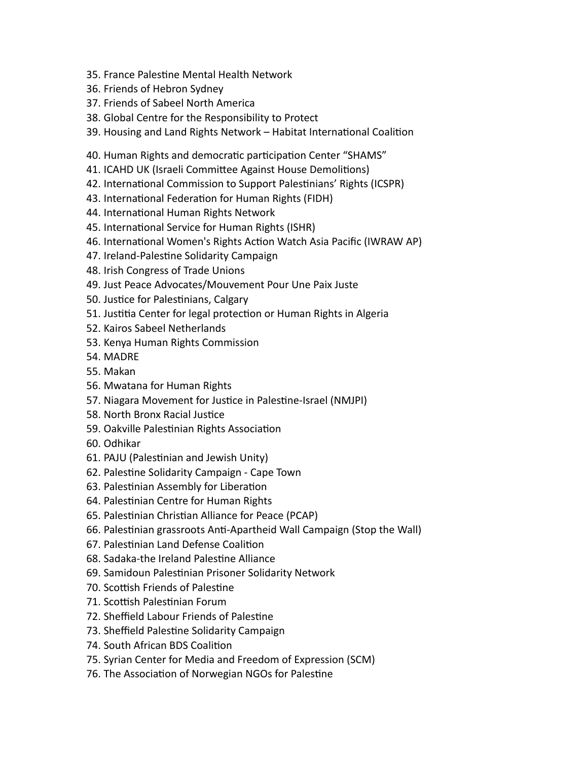35. France Palestine Mental Health Network
36. Friends of Hebron Sydney
37. Friends of Sabeel North America
38. Global Centre for the Responsibility to Protect
39. Housing and Land Rights Network – Habitat International Coalition
40. Human Rights and democratic participation Center “SHAMS”
41. ICAHD UK (Israeli Committee Against House Demolitions)
42. International Commission to Support Palestinians’ Rights (ICSPR)
43. International Federation for Human Rights (FIDH)
44. International Human Rights Network
45. International Service for Human Rights (ISHR)
46. International Women's Rights Action Watch Asia Pacific (IWRAW AP)
47. Ireland-Palestine Solidarity Campaign
48. Irish Congress of Trade Unions
49. Just Peace Advocates/Mouvement Pour Une Paix Juste
50. Justice for Palestinians, Calgary
51. Justitia Center for legal protection or Human Rights in Algeria
52. Kairos Sabeel Netherlands
53. Kenya Human Rights Commission
54. MADRE
55. Makan
56. Mwatana for Human Rights
57. Niagara Movement for Justice in Palestine-Israel (NMJPI)
58. North Bronx Racial Justice
59. Oakville Palestinian Rights Association
60. Odhikar
61. PAJU (Palestinian and Jewish Unity)
62. Palestine Solidarity Campaign - Cape Town
63. Palestinian Assembly for Liberation
64. Palestinian Centre for Human Rights
65. Palestinian Christian Alliance for Peace (PCAP)
66. Palestinian grassroots Anti-Apartheid Wall Campaign (Stop the Wall)
67. Palestinian Land Defense Coalition
68. Sadaka-the Ireland Palestine Alliance
69. Samidoun Palestinian Prisoner Solidarity Network
70. Scottish Friends of Palestine
71. Scottish Palestinian Forum
72. Sheffield Labour Friends of Palestine
73. Sheffield Palestine Solidarity Campaign
74. South African BDS Coalition
75. Syrian Center for Media and Freedom of Expression (SCM)
76. The Association of Norwegian NGOs for Palestine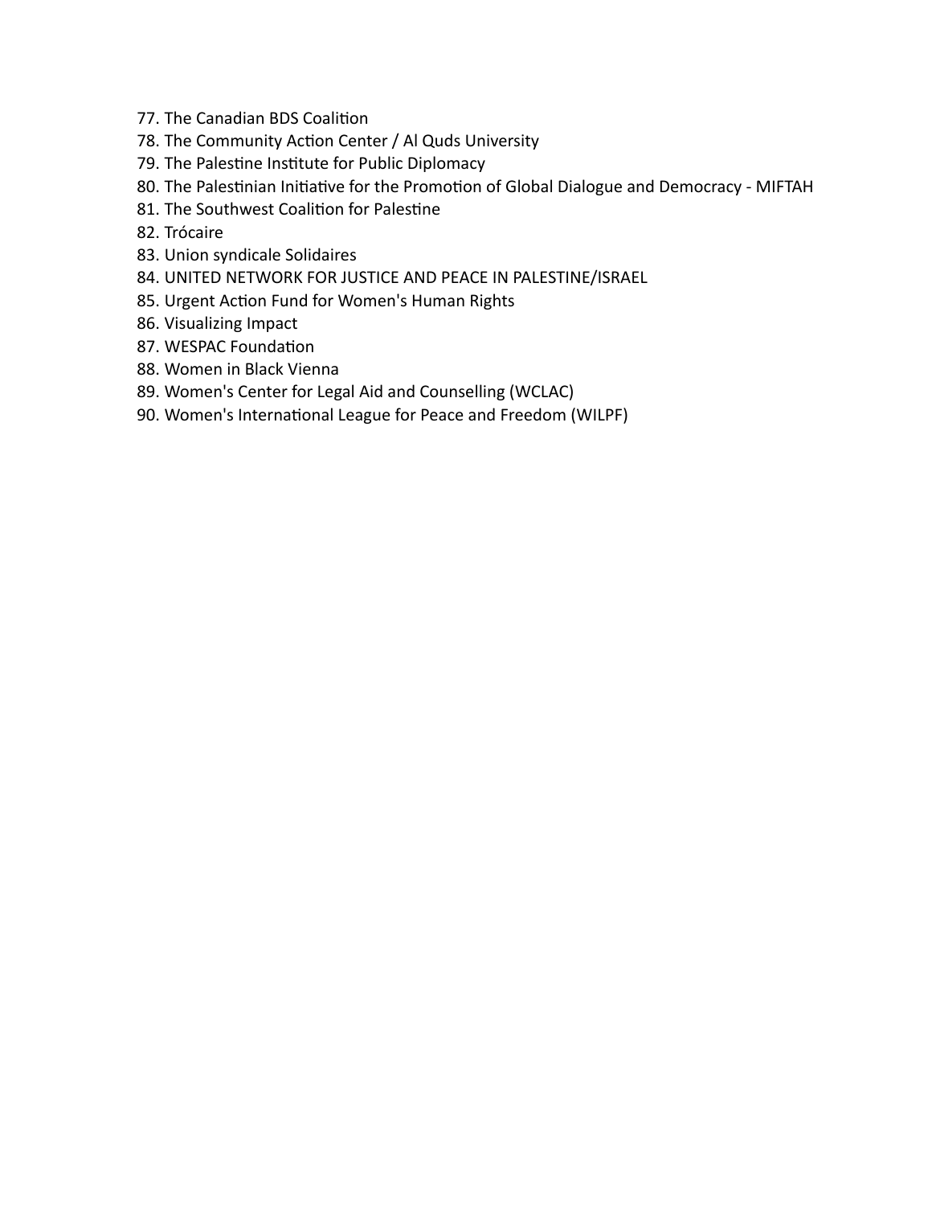77. The Canadian BDS Coalition
78. The Community Action Center / Al Quds University
79. The Palestine Institute for Public Diplomacy
80. The Palestinian Initiative for the Promotion of Global Dialogue and Democracy - MIFTAH
81. The Southwest Coalition for Palestine
82. Trócaire
83. Union syndicale Solidaires
84. UNITED NETWORK FOR JUSTICE AND PEACE IN PALESTINE/ISRAEL
85. Urgent Action Fund for Women's Human Rights
86. Visualizing Impact
87. WESPAC Foundation
88. Women in Black Vienna
89. Women's Center for Legal Aid and Counselling (WCLAC)
90. Women's International League for Peace and Freedom (WILPF)